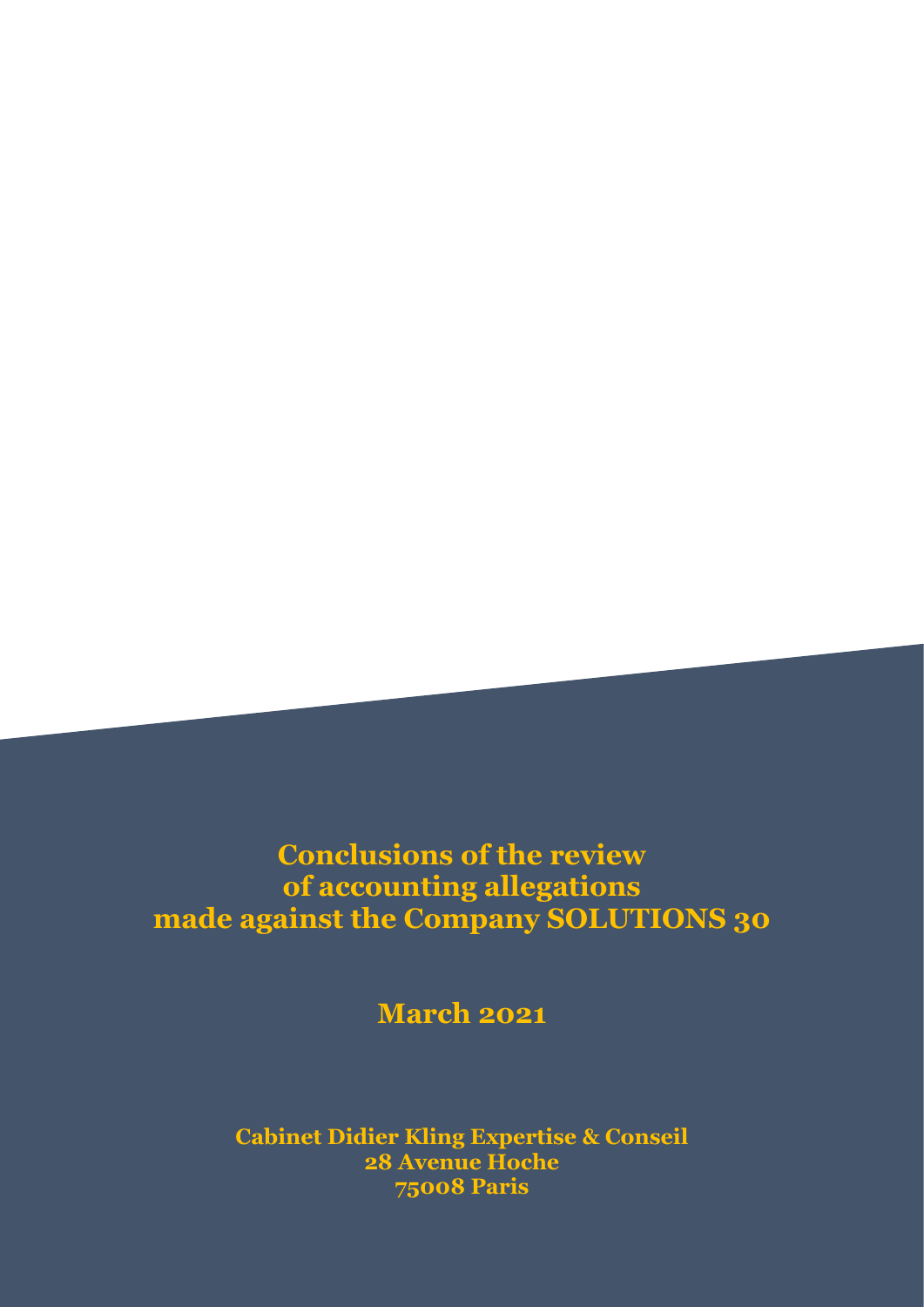# Conclusions of the review of accounting allegations made against the Company SOLUTIONS 30

**March 2021**

**Cabinet Didier Kling Expertise & Conseil**
**28 Avenue Hoche**
**75008 Paris**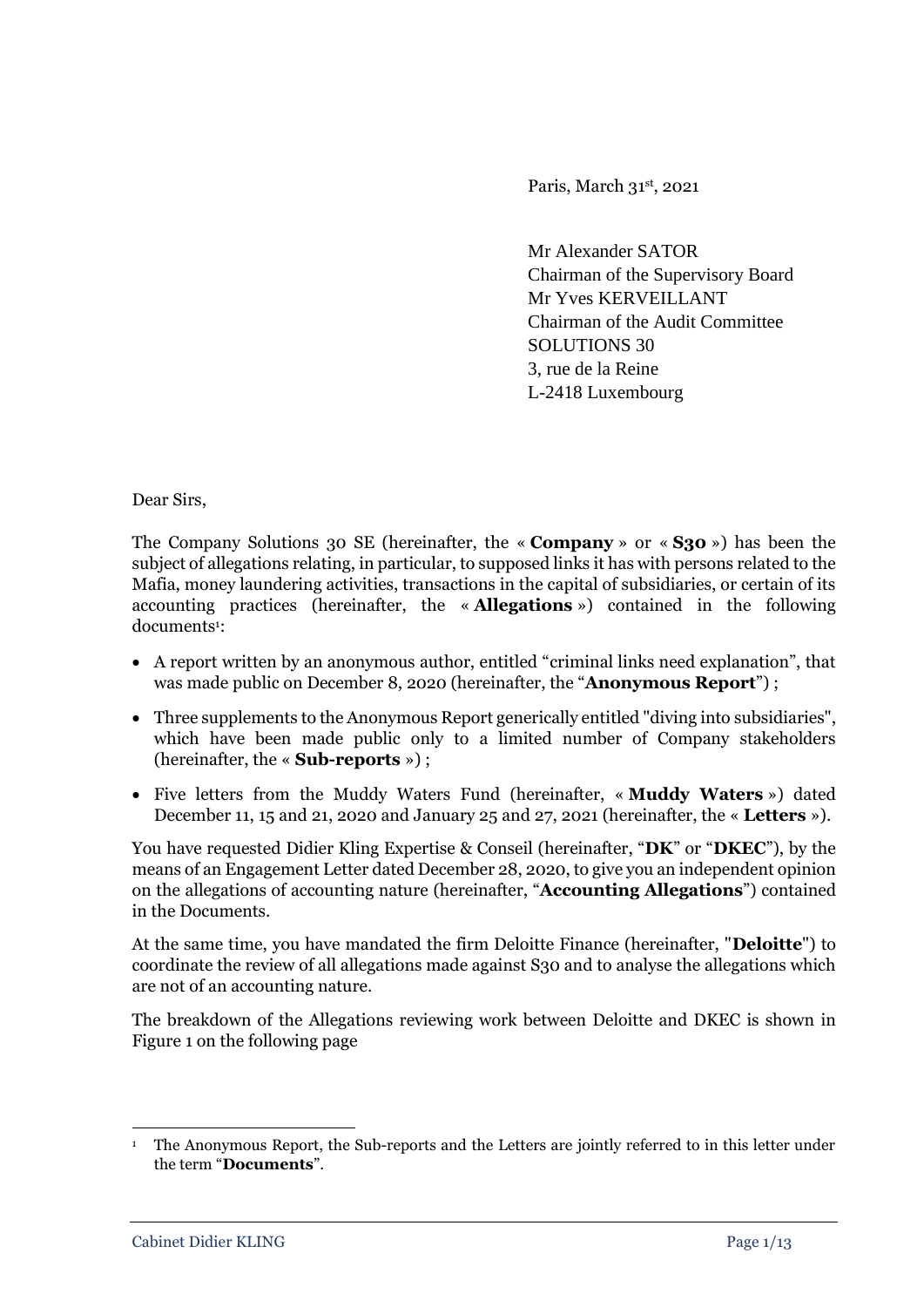Paris, March 31st, 2021

Mr Alexander SATOR
Chairman of the Supervisory Board
Mr Yves KERVEILLANT
Chairman of the Audit Committee
SOLUTIONS 30
3, rue de la Reine
L-2418 Luxembourg

Dear Sirs,

The Company Solutions 30 SE (hereinafter, the « **Company** » or « **S30** ») has been the subject of allegations relating, in particular, to supposed links it has with persons related to the Mafia, money laundering activities, transactions in the capital of subsidiaries, or certain of its accounting practices (hereinafter, the « **Allegations** ») contained in the following documents[1]:

- A report written by an anonymous author, entitled "criminal links need explanation", that was made public on December 8, 2020 (hereinafter, the "**Anonymous Report**") ;
- Three supplements to the Anonymous Report generically entitled "diving into subsidiaries", which have been made public only to a limited number of Company stakeholders (hereinafter, the « **Sub-reports** ») ;
- Five letters from the Muddy Waters Fund (hereinafter, « **Muddy Waters** ») dated December 11, 15 and 21, 2020 and January 25 and 27, 2021 (hereinafter, the « **Letters** »).

You have requested Didier Kling Expertise & Conseil (hereinafter, "**DK**" or "**DKEC**"), by the means of an Engagement Letter dated December 28, 2020, to give you an independent opinion on the allegations of accounting nature (hereinafter, "**Accounting Allegations**") contained in the Documents.

At the same time, you have mandated the firm Deloitte Finance (hereinafter, "**Deloitte**") to coordinate the review of all allegations made against S30 and to analyse the allegations which are not of an accounting nature.

The breakdown of the Allegations reviewing work between Deloitte and DKEC is shown in Figure 1 on the following page

[1] The Anonymous Report, the Sub-reports and the Letters are jointly referred to in this letter under the term "**Documents**".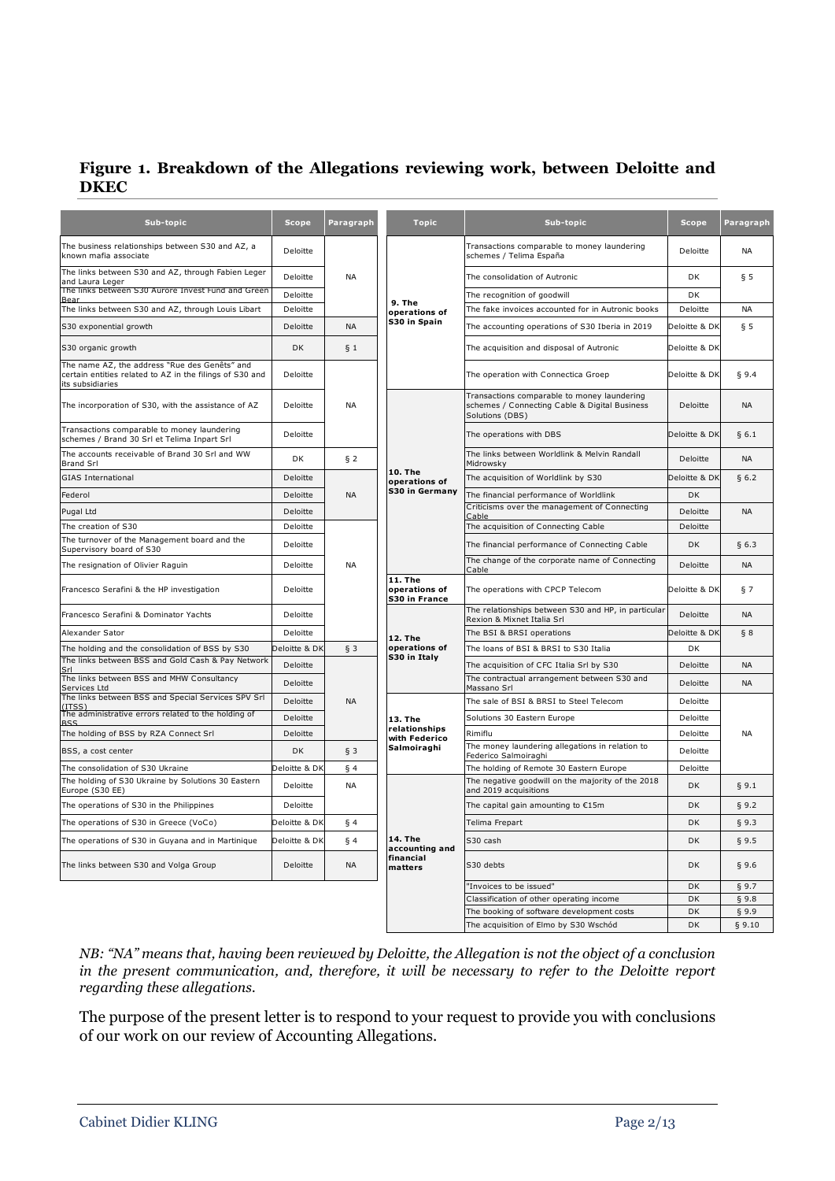## Figure 1. Breakdown of the Allegations reviewing work, between Deloitte and DKEC

| Sub-topic | Scope | Paragraph |
|---|---|---|
| The business relationships between S30 and AZ, a known mafia associate | Deloitte | NA |
| The links between S30 and AZ, through Fabien Leger and Laura Leger | Deloitte | NA |
| The links between S30 Aurore Invest Fund and Green Bear | Deloitte | NA |
| The links between S30 and AZ, through Louis Libart | Deloitte | NA |
| S30 exponential growth | Deloitte | NA |
| S30 organic growth | DK | § 1 |
| The name AZ, the address "Rue des Genêts" and certain entities related to AZ in the filings of S30 and its subsidiaries | Deloitte | NA |
| The incorporation of S30, with the assistance of AZ | Deloitte | NA |
| Transactions comparable to money laundering schemes / Brand 30 Srl et Telima Inpart Srl | Deloitte | NA |
| The accounts receivable of Brand 30 Srl and WW Brand Srl | DK | § 2 |
| GIAS International | Deloitte | NA |
| Federol | Deloitte | NA |
| Pugal Ltd | Deloitte | NA |
| The creation of S30 | Deloitte | NA |
| The turnover of the Management board and the Supervisory board of S30 | Deloitte | NA |
| The resignation of Olivier Raguin | Deloitte | NA |
| Francesco Serafini & the HP investigation | Deloitte | NA |
| Francesco Serafini & Dominator Yachts | Deloitte | NA |
| Alexander Sator | Deloitte | NA |
| The holding and the consolidation of BSS by S30 | Deloitte & DK | § 3 |
| The links between BSS and Gold Cash & Pay Network Srl | Deloitte | NA |
| The links between BSS and MHW Consultancy Services Ltd | Deloitte | NA |
| The links between BSS and Special Services SPV Srl (ITSS) | Deloitte | NA |
| The administrative errors related to the holding of BSS | Deloitte | NA |
| The holding of BSS by RZA Connect Srl | Deloitte | NA |
| BSS, a cost center | DK | § 3 |
| The consolidation of S30 Ukraine | Deloitte & DK | § 4 |
| The holding of S30 Ukraine by Solutions 30 Eastern Europe (S30 EE) | Deloitte | NA |
| The operations of S30 in the Philippines | Deloitte | NA |
| The operations of S30 in Greece (VoCo) | Deloitte & DK | § 4 |
| The operations of S30 in Guyana and in Martinique | Deloitte & DK | § 4 |
| The links between S30 and Volga Group | Deloitte | NA |

| Topic | Sub-topic | Scope | Paragraph |
|---|---|---|---|
| 9. The operations of S30 in Spain | Transactions comparable to money laundering schemes / Telima España | Deloitte | NA |
| | The consolidation of Autronic | DK | § 5 |
| | The recognition of goodwill | DK | § 5 |
| | The fake invoices accounted for in Autronic books | Deloitte | NA |
| | The accounting operations of S30 Iberia in 2019 | Deloitte & DK | § 5 |
| | The acquisition and disposal of Autronic | Deloitte & DK | § 5 |
| | The operation with Connectica Groep | Deloitte & DK | § 9.4 |
| 10. The operations of S30 in Germany | Transactions comparable to money laundering schemes / Connecting Cable & Digital Business Solutions (DBS) | Deloitte | NA |
| | The operations with DBS | Deloitte & DK | § 6.1 |
| | The links between Worldlink & Melvin Randall Midrowsky | Deloitte | NA |
| | The acquisition of Worldlink by S30 | Deloitte & DK | § 6.2 |
| | The financial performance of Worldlink | DK | § 6.2 |
| | Criticisms over the management of Connecting Cable | Deloitte | NA |
| | The acquisition of Connecting Cable | Deloitte | NA |
| | The financial performance of Connecting Cable | DK | § 6.3 |
| | The change of the corporate name of Connecting Cable | Deloitte | NA |
| 11. The operations of S30 in France | The operations with CPCP Telecom | Deloitte & DK | § 7 |
| 12. The operations of S30 in Italy | The relationships between S30 and HP, in particular Rexion & Mixnet Italia Srl | Deloitte | NA |
| | The BSI & BRSI operations | Deloitte & DK | § 8 |
| | The loans of BSI & BRSI to S30 Italia | DK | § 8 |
| | The acquisition of CFC Italia Srl by S30 | Deloitte | NA |
| | The contractual arrangement between S30 and Massano Srl | Deloitte | NA |
| 13. The relationships with Federico Salmoiraghi | The sale of BSI & BRSI to Steel Telecom | Deloitte | NA |
| | Solutions 30 Eastern Europe | Deloitte | NA |
| | Rimiflu | Deloitte | NA |
| | The money laundering allegations in relation to Federico Salmoiraghi | Deloitte | NA |
| | The holding of Remote 30 Eastern Europe | Deloitte | NA |
| 14. The accounting and financial matters | The negative goodwill on the majority of the 2018 and 2019 acquisitions | DK | § 9.1 |
| | The capital gain amounting to €15m | DK | § 9.2 |
| | Telima Frepart | DK | § 9.3 |
| | S30 cash | DK | § 9.5 |
| | S30 debts | DK | § 9.6 |
| | "Invoices to be issued" | DK | § 9.7 |
| | Classification of other operating income | DK | § 9.8 |
| | The booking of software development costs | DK | § 9.9 |
| | The acquisition of Elmo by S30 Wschód | DK | § 9.10 |

*NB: "NA" means that, having been reviewed by Deloitte, the Allegation is not the object of a conclusion in the present communication, and, therefore, it will be necessary to refer to the Deloitte report regarding these allegations.*

The purpose of the present letter is to respond to your request to provide you with conclusions of our work on our review of Accounting Allegations.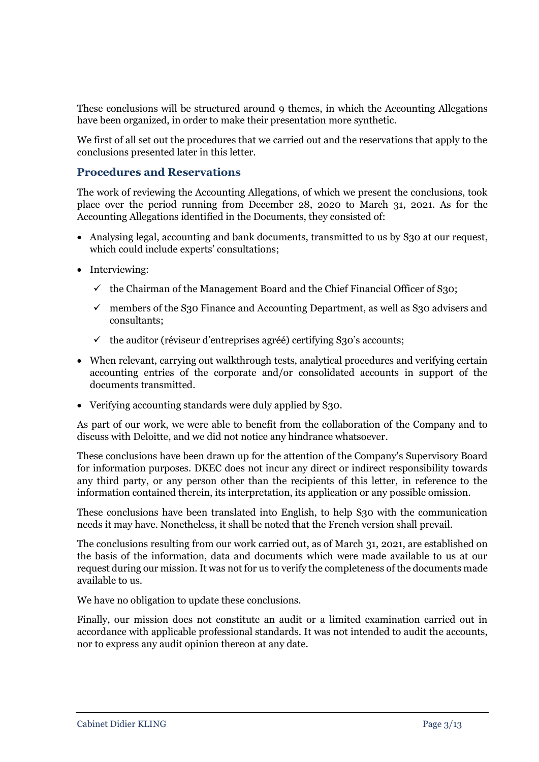These conclusions will be structured around 9 themes, in which the Accounting Allegations have been organized, in order to make their presentation more synthetic.

We first of all set out the procedures that we carried out and the reservations that apply to the conclusions presented later in this letter.

## Procedures and Reservations

The work of reviewing the Accounting Allegations, of which we present the conclusions, took place over the period running from December 28, 2020 to March 31, 2021. As for the Accounting Allegations identified in the Documents, they consisted of:

- Analysing legal, accounting and bank documents, transmitted to us by S30 at our request, which could include experts' consultations;
- Interviewing:
  - ✓ the Chairman of the Management Board and the Chief Financial Officer of S30;
  - ✓ members of the S30 Finance and Accounting Department, as well as S30 advisers and consultants;
  - ✓ the auditor (réviseur d'entreprises agréé) certifying S30's accounts;
- When relevant, carrying out walkthrough tests, analytical procedures and verifying certain accounting entries of the corporate and/or consolidated accounts in support of the documents transmitted.
- Verifying accounting standards were duly applied by S30.

As part of our work, we were able to benefit from the collaboration of the Company and to discuss with Deloitte, and we did not notice any hindrance whatsoever.

These conclusions have been drawn up for the attention of the Company's Supervisory Board for information purposes. DKEC does not incur any direct or indirect responsibility towards any third party, or any person other than the recipients of this letter, in reference to the information contained therein, its interpretation, its application or any possible omission.

These conclusions have been translated into English, to help S30 with the communication needs it may have. Nonetheless, it shall be noted that the French version shall prevail.

The conclusions resulting from our work carried out, as of March 31, 2021, are established on the basis of the information, data and documents which were made available to us at our request during our mission. It was not for us to verify the completeness of the documents made available to us.

We have no obligation to update these conclusions.

Finally, our mission does not constitute an audit or a limited examination carried out in accordance with applicable professional standards. It was not intended to audit the accounts, nor to express any audit opinion thereon at any date.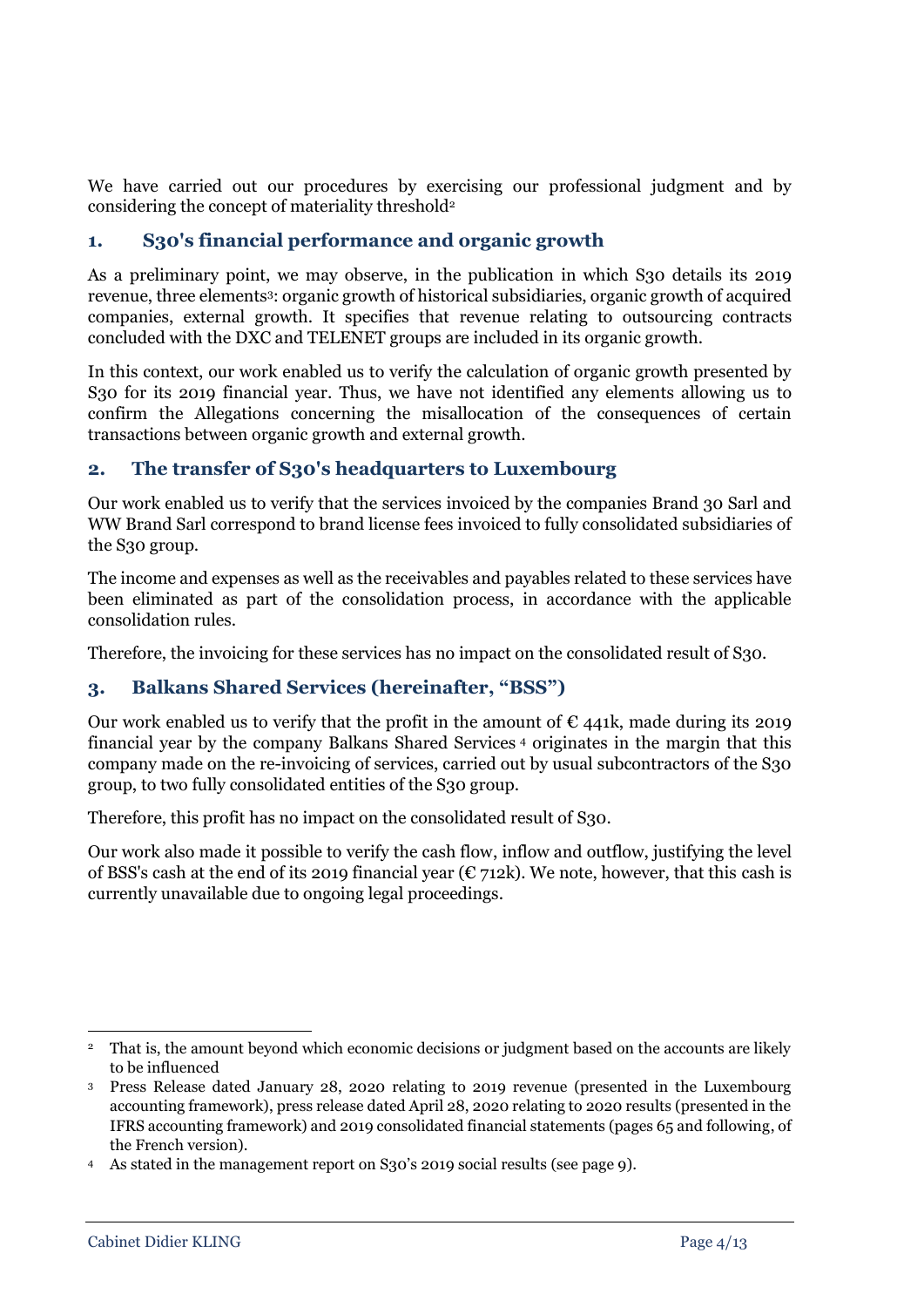We have carried out our procedures by exercising our professional judgment and by considering the concept of materiality threshold[2]

## 1. S30's financial performance and organic growth

As a preliminary point, we may observe, in the publication in which S30 details its 2019 revenue, three elements[3]: organic growth of historical subsidiaries, organic growth of acquired companies, external growth. It specifies that revenue relating to outsourcing contracts concluded with the DXC and TELENET groups are included in its organic growth.

In this context, our work enabled us to verify the calculation of organic growth presented by S30 for its 2019 financial year. Thus, we have not identified any elements allowing us to confirm the Allegations concerning the misallocation of the consequences of certain transactions between organic growth and external growth.

## 2. The transfer of S30's headquarters to Luxembourg

Our work enabled us to verify that the services invoiced by the companies Brand 30 Sarl and WW Brand Sarl correspond to brand license fees invoiced to fully consolidated subsidiaries of the S30 group.

The income and expenses as well as the receivables and payables related to these services have been eliminated as part of the consolidation process, in accordance with the applicable consolidation rules.

Therefore, the invoicing for these services has no impact on the consolidated result of S30.

## 3. Balkans Shared Services (hereinafter, "BSS")

Our work enabled us to verify that the profit in the amount of € 441k, made during its 2019 financial year by the company Balkans Shared Services [4] originates in the margin that this company made on the re-invoicing of services, carried out by usual subcontractors of the S30 group, to two fully consolidated entities of the S30 group.

Therefore, this profit has no impact on the consolidated result of S30.

Our work also made it possible to verify the cash flow, inflow and outflow, justifying the level of BSS's cash at the end of its 2019 financial year (€ 712k). We note, however, that this cash is currently unavailable due to ongoing legal proceedings.

---

[2] That is, the amount beyond which economic decisions or judgment based on the accounts are likely to be influenced

[3] Press Release dated January 28, 2020 relating to 2019 revenue (presented in the Luxembourg accounting framework), press release dated April 28, 2020 relating to 2020 results (presented in the IFRS accounting framework) and 2019 consolidated financial statements (pages 65 and following, of the French version).

[4] As stated in the management report on S30's 2019 social results (see page 9).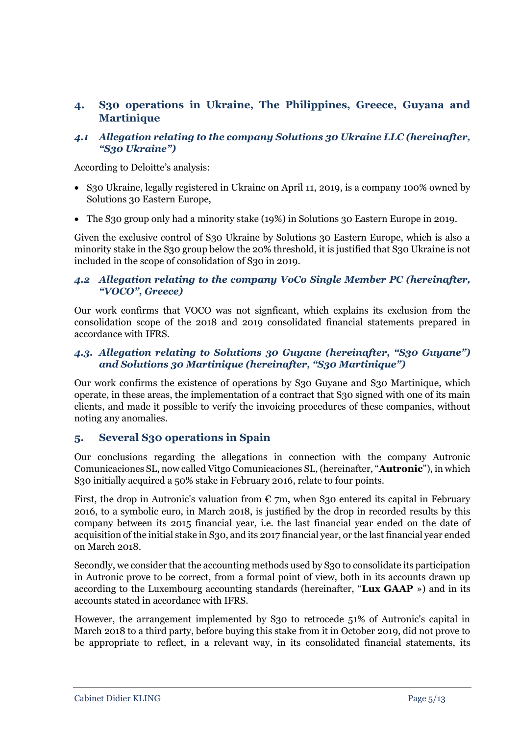## 4. S30 operations in Ukraine, The Philippines, Greece, Guyana and Martinique

### *4.1 Allegation relating to the company Solutions 30 Ukraine LLC (hereinafter, "S30 Ukraine")*

According to Deloitte's analysis:

- S30 Ukraine, legally registered in Ukraine on April 11, 2019, is a company 100% owned by Solutions 30 Eastern Europe,
- The S30 group only had a minority stake (19%) in Solutions 30 Eastern Europe in 2019.

Given the exclusive control of S30 Ukraine by Solutions 30 Eastern Europe, which is also a minority stake in the S30 group below the 20% threshold, it is justified that S30 Ukraine is not included in the scope of consolidation of S30 in 2019.

### *4.2 Allegation relating to the company VoCo Single Member PC (hereinafter, "VOCO", Greece)*

Our work confirms that VOCO was not signficant, which explains its exclusion from the consolidation scope of the 2018 and 2019 consolidated financial statements prepared in accordance with IFRS.

### *4.3. Allegation relating to Solutions 30 Guyane (hereinafter, "S30 Guyane") and Solutions 30 Martinique (hereinafter, "S30 Martinique")*

Our work confirms the existence of operations by S30 Guyane and S30 Martinique, which operate, in these areas, the implementation of a contract that S30 signed with one of its main clients, and made it possible to verify the invoicing procedures of these companies, without noting any anomalies.

## 5. Several S30 operations in Spain

Our conclusions regarding the allegations in connection with the company Autronic Comunicaciones SL, now called Vitgo Comunicaciones SL, (hereinafter, "**Autronic**"), in which S30 initially acquired a 50% stake in February 2016, relate to four points.

First, the drop in Autronic's valuation from € 7m, when S30 entered its capital in February 2016, to a symbolic euro, in March 2018, is justified by the drop in recorded results by this company between its 2015 financial year, i.e. the last financial year ended on the date of acquisition of the initial stake in S30, and its 2017 financial year, or the last financial year ended on March 2018.

Secondly, we consider that the accounting methods used by S30 to consolidate its participation in Autronic prove to be correct, from a formal point of view, both in its accounts drawn up according to the Luxembourg accounting standards (hereinafter, "**Lux GAAP** ») and in its accounts stated in accordance with IFRS.

However, the arrangement implemented by S30 to retrocede 51% of Autronic's capital in March 2018 to a third party, before buying this stake from it in October 2019, did not prove to be appropriate to reflect, in a relevant way, in its consolidated financial statements, its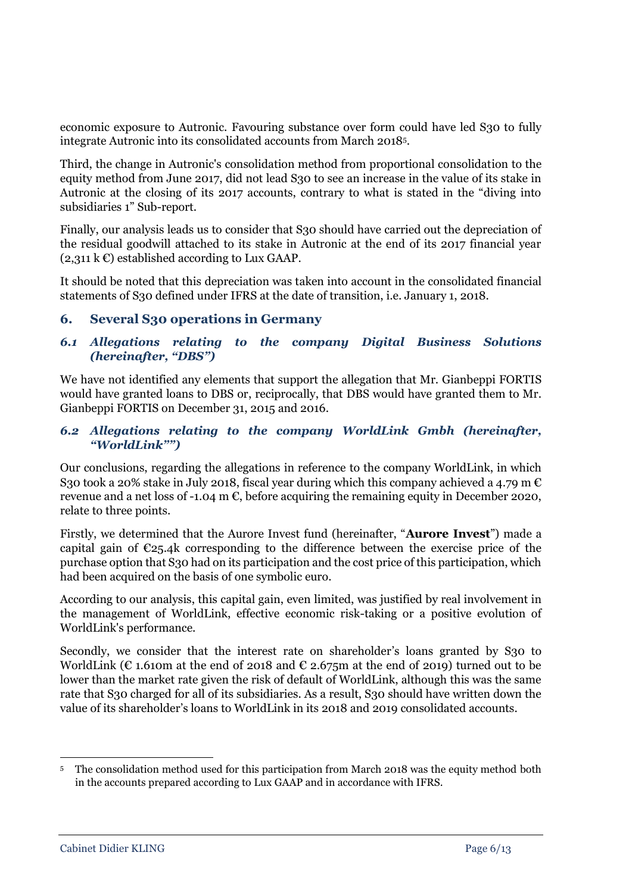economic exposure to Autronic. Favouring substance over form could have led S30 to fully integrate Autronic into its consolidated accounts from March 2018[5].

Third, the change in Autronic's consolidation method from proportional consolidation to the equity method from June 2017, did not lead S30 to see an increase in the value of its stake in Autronic at the closing of its 2017 accounts, contrary to what is stated in the "diving into subsidiaries 1" Sub-report.

Finally, our analysis leads us to consider that S30 should have carried out the depreciation of the residual goodwill attached to its stake in Autronic at the end of its 2017 financial year (2,311 k €) established according to Lux GAAP.

It should be noted that this depreciation was taken into account in the consolidated financial statements of S30 defined under IFRS at the date of transition, i.e. January 1, 2018.

## 6. Several S30 operations in Germany

### *6.1 Allegations relating to the company Digital Business Solutions (hereinafter, "DBS")*

We have not identified any elements that support the allegation that Mr. Gianbeppi FORTIS would have granted loans to DBS or, reciprocally, that DBS would have granted them to Mr. Gianbeppi FORTIS on December 31, 2015 and 2016.

### *6.2 Allegations relating to the company WorldLink Gmbh (hereinafter, "WorldLink"")*

Our conclusions, regarding the allegations in reference to the company WorldLink, in which S30 took a 20% stake in July 2018, fiscal year during which this company achieved a 4.79 m € revenue and a net loss of -1.04 m €, before acquiring the remaining equity in December 2020, relate to three points.

Firstly, we determined that the Aurore Invest fund (hereinafter, "**Aurore Invest**") made a capital gain of €25.4k corresponding to the difference between the exercise price of the purchase option that S30 had on its participation and the cost price of this participation, which had been acquired on the basis of one symbolic euro.

According to our analysis, this capital gain, even limited, was justified by real involvement in the management of WorldLink, effective economic risk-taking or a positive evolution of WorldLink's performance.

Secondly, we consider that the interest rate on shareholder's loans granted by S30 to WorldLink (€ 1.610m at the end of 2018 and € 2.675m at the end of 2019) turned out to be lower than the market rate given the risk of default of WorldLink, although this was the same rate that S30 charged for all of its subsidiaries. As a result, S30 should have written down the value of its shareholder's loans to WorldLink in its 2018 and 2019 consolidated accounts.

[5] The consolidation method used for this participation from March 2018 was the equity method both in the accounts prepared according to Lux GAAP and in accordance with IFRS.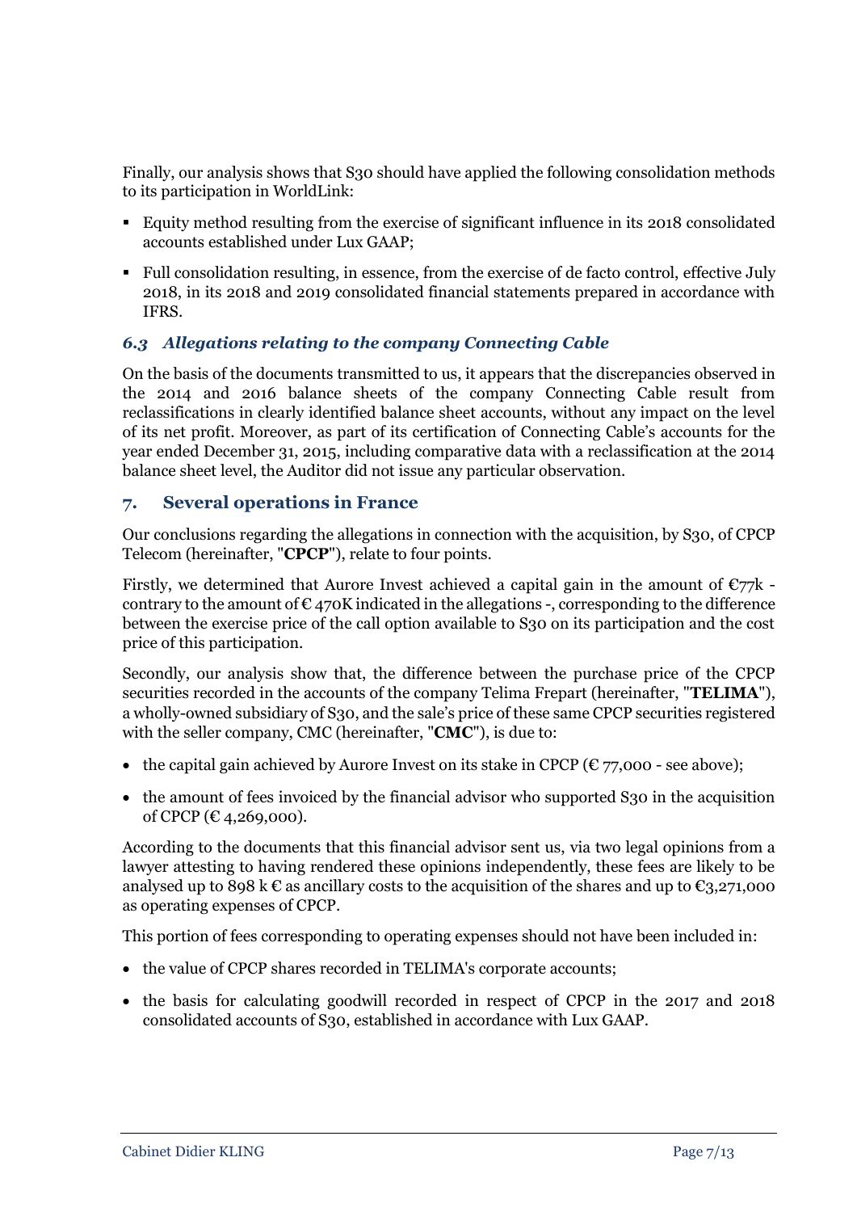Finally, our analysis shows that S30 should have applied the following consolidation methods to its participation in WorldLink:

- Equity method resulting from the exercise of significant influence in its 2018 consolidated accounts established under Lux GAAP;
- Full consolidation resulting, in essence, from the exercise of de facto control, effective July 2018, in its 2018 and 2019 consolidated financial statements prepared in accordance with IFRS.

### *6.3 Allegations relating to the company Connecting Cable*

On the basis of the documents transmitted to us, it appears that the discrepancies observed in the 2014 and 2016 balance sheets of the company Connecting Cable result from reclassifications in clearly identified balance sheet accounts, without any impact on the level of its net profit. Moreover, as part of its certification of Connecting Cable's accounts for the year ended December 31, 2015, including comparative data with a reclassification at the 2014 balance sheet level, the Auditor did not issue any particular observation.

## 7. Several operations in France

Our conclusions regarding the allegations in connection with the acquisition, by S30, of CPCP Telecom (hereinafter, "**CPCP**"), relate to four points.

Firstly, we determined that Aurore Invest achieved a capital gain in the amount of €77k - contrary to the amount of € 470K indicated in the allegations -, corresponding to the difference between the exercise price of the call option available to S30 on its participation and the cost price of this participation.

Secondly, our analysis show that, the difference between the purchase price of the CPCP securities recorded in the accounts of the company Telima Frepart (hereinafter, "**TELIMA**"), a wholly-owned subsidiary of S30, and the sale's price of these same CPCP securities registered with the seller company, CMC (hereinafter, "**CMC**"), is due to:

- the capital gain achieved by Aurore Invest on its stake in CPCP (€ 77,000 - see above);
- the amount of fees invoiced by the financial advisor who supported S30 in the acquisition of CPCP (€ 4,269,000).

According to the documents that this financial advisor sent us, via two legal opinions from a lawyer attesting to having rendered these opinions independently, these fees are likely to be analysed up to 898 k € as ancillary costs to the acquisition of the shares and up to €3,271,000 as operating expenses of CPCP.

This portion of fees corresponding to operating expenses should not have been included in:

- the value of CPCP shares recorded in TELIMA's corporate accounts;
- the basis for calculating goodwill recorded in respect of CPCP in the 2017 and 2018 consolidated accounts of S30, established in accordance with Lux GAAP.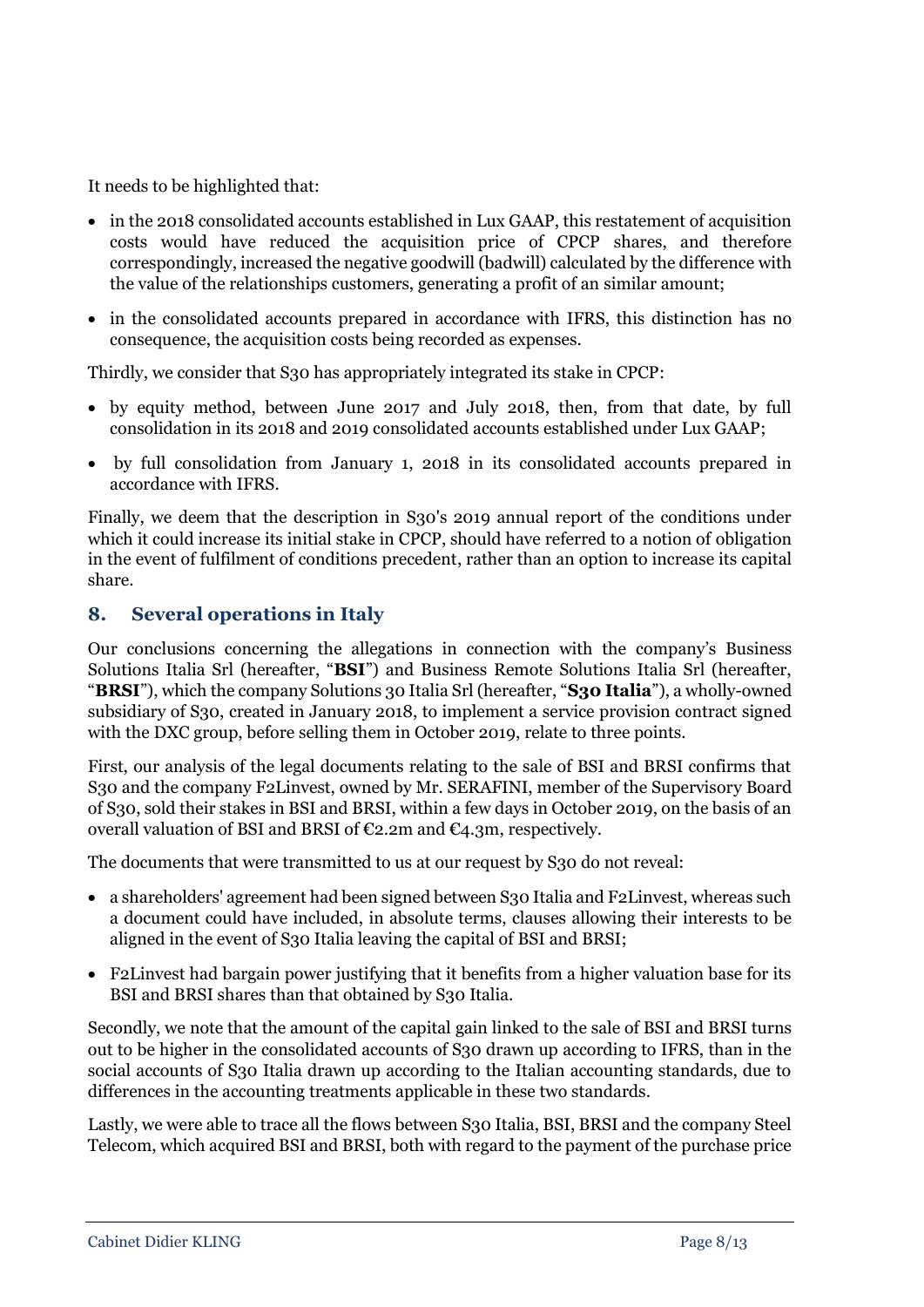It needs to be highlighted that:

- in the 2018 consolidated accounts established in Lux GAAP, this restatement of acquisition costs would have reduced the acquisition price of CPCP shares, and therefore correspondingly, increased the negative goodwill (badwill) calculated by the difference with the value of the relationships customers, generating a profit of an similar amount;
- in the consolidated accounts prepared in accordance with IFRS, this distinction has no consequence, the acquisition costs being recorded as expenses.

Thirdly, we consider that S30 has appropriately integrated its stake in CPCP:

- by equity method, between June 2017 and July 2018, then, from that date, by full consolidation in its 2018 and 2019 consolidated accounts established under Lux GAAP;
- by full consolidation from January 1, 2018 in its consolidated accounts prepared in accordance with IFRS.

Finally, we deem that the description in S30's 2019 annual report of the conditions under which it could increase its initial stake in CPCP, should have referred to a notion of obligation in the event of fulfilment of conditions precedent, rather than an option to increase its capital share.

## 8. Several operations in Italy

Our conclusions concerning the allegations in connection with the company's Business Solutions Italia Srl (hereafter, "**BSI**") and Business Remote Solutions Italia Srl (hereafter, "**BRSI**"), which the company Solutions 30 Italia Srl (hereafter, "**S30 Italia**"), a wholly-owned subsidiary of S30, created in January 2018, to implement a service provision contract signed with the DXC group, before selling them in October 2019, relate to three points.

First, our analysis of the legal documents relating to the sale of BSI and BRSI confirms that S30 and the company F2Linvest, owned by Mr. SERAFINI, member of the Supervisory Board of S30, sold their stakes in BSI and BRSI, within a few days in October 2019, on the basis of an overall valuation of BSI and BRSI of €2.2m and €4.3m, respectively.

The documents that were transmitted to us at our request by S30 do not reveal:

- a shareholders' agreement had been signed between S30 Italia and F2Linvest, whereas such a document could have included, in absolute terms, clauses allowing their interests to be aligned in the event of S30 Italia leaving the capital of BSI and BRSI;
- F2Linvest had bargain power justifying that it benefits from a higher valuation base for its BSI and BRSI shares than that obtained by S30 Italia.

Secondly, we note that the amount of the capital gain linked to the sale of BSI and BRSI turns out to be higher in the consolidated accounts of S30 drawn up according to IFRS, than in the social accounts of S30 Italia drawn up according to the Italian accounting standards, due to differences in the accounting treatments applicable in these two standards.

Lastly, we were able to trace all the flows between S30 Italia, BSI, BRSI and the company Steel Telecom, which acquired BSI and BRSI, both with regard to the payment of the purchase price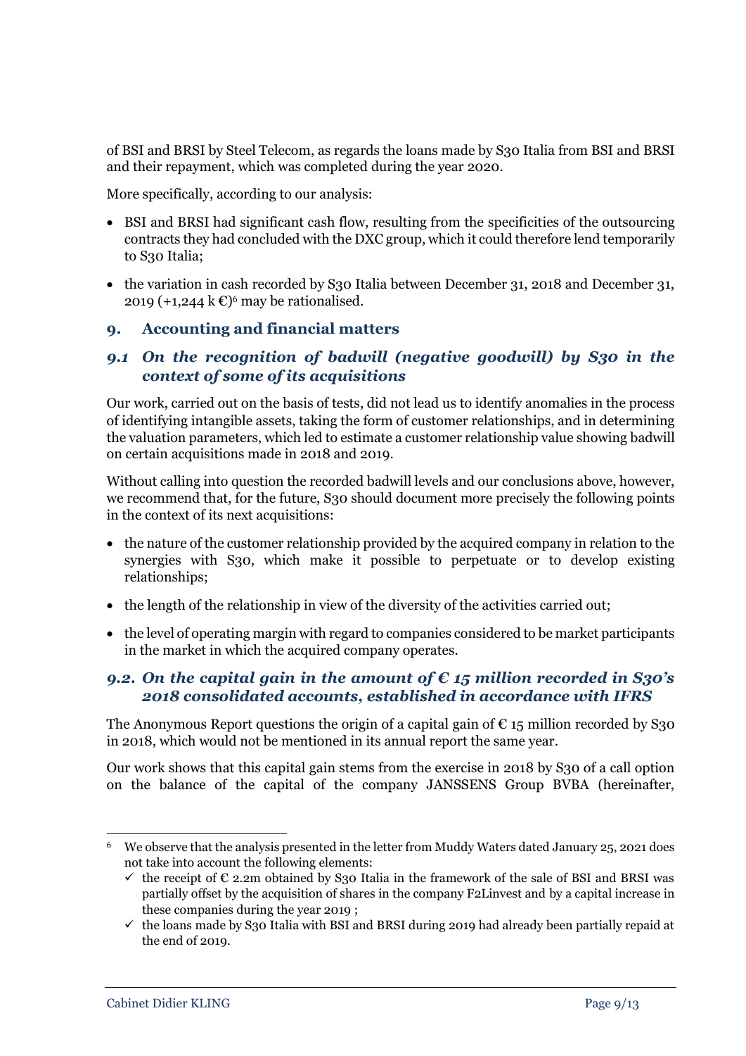of BSI and BRSI by Steel Telecom, as regards the loans made by S30 Italia from BSI and BRSI and their repayment, which was completed during the year 2020.

More specifically, according to our analysis:

- BSI and BRSI had significant cash flow, resulting from the specificities of the outsourcing contracts they had concluded with the DXC group, which it could therefore lend temporarily to S30 Italia;
- the variation in cash recorded by S30 Italia between December 31, 2018 and December 31, 2019 (+1,244 k €)[6] may be rationalised.

## 9. Accounting and financial matters

### *9.1 On the recognition of badwill (negative goodwill) by S30 in the context of some of its acquisitions*

Our work, carried out on the basis of tests, did not lead us to identify anomalies in the process of identifying intangible assets, taking the form of customer relationships, and in determining the valuation parameters, which led to estimate a customer relationship value showing badwill on certain acquisitions made in 2018 and 2019.

Without calling into question the recorded badwill levels and our conclusions above, however, we recommend that, for the future, S30 should document more precisely the following points in the context of its next acquisitions:

- the nature of the customer relationship provided by the acquired company in relation to the synergies with S30, which make it possible to perpetuate or to develop existing relationships;
- the length of the relationship in view of the diversity of the activities carried out;
- the level of operating margin with regard to companies considered to be market participants in the market in which the acquired company operates.

### *9.2. On the capital gain in the amount of € 15 million recorded in S30's 2018 consolidated accounts, established in accordance with IFRS*

The Anonymous Report questions the origin of a capital gain of € 15 million recorded by S30 in 2018, which would not be mentioned in its annual report the same year.

Our work shows that this capital gain stems from the exercise in 2018 by S30 of a call option on the balance of the capital of the company JANSSENS Group BVBA (hereinafter,

---

[6] We observe that the analysis presented in the letter from Muddy Waters dated January 25, 2021 does not take into account the following elements:

- ✓ the receipt of € 2.2m obtained by S30 Italia in the framework of the sale of BSI and BRSI was partially offset by the acquisition of shares in the company F2Linvest and by a capital increase in these companies during the year 2019 ;
- ✓ the loans made by S30 Italia with BSI and BRSI during 2019 had already been partially repaid at the end of 2019.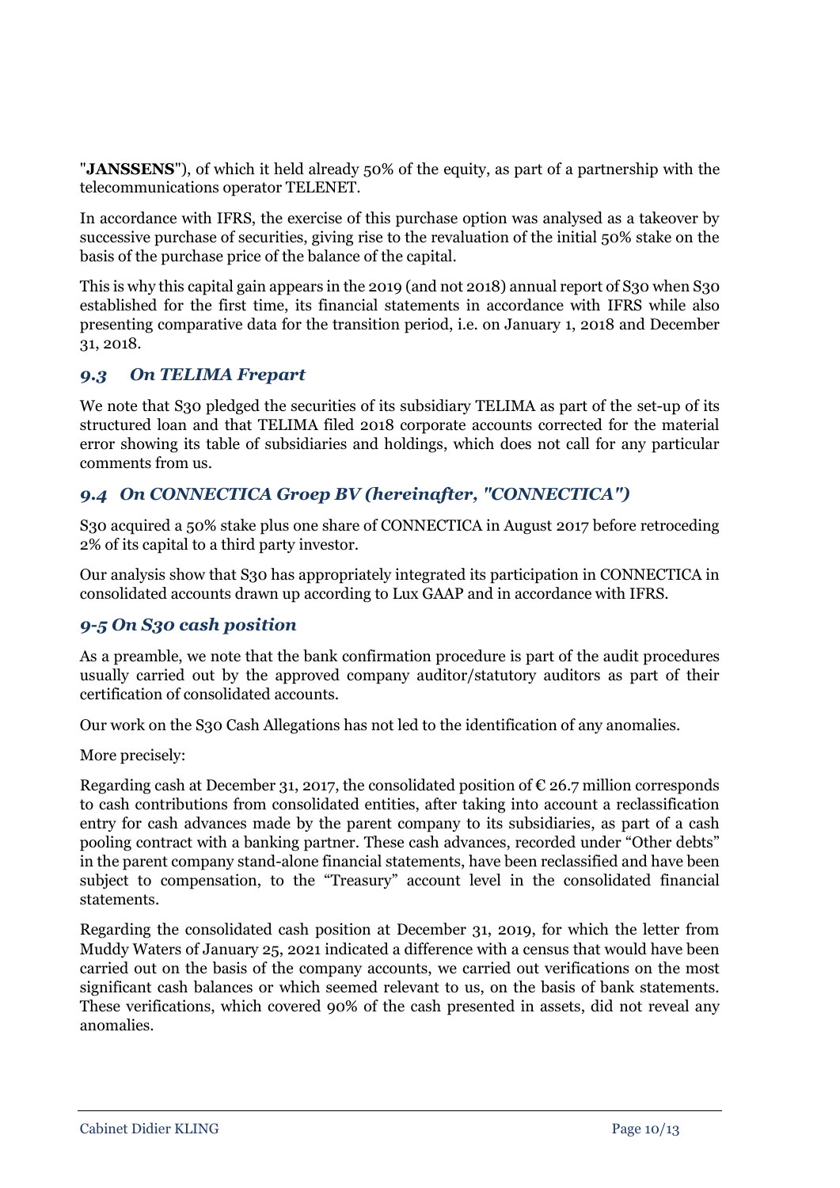"**JANSSENS**"), of which it held already 50% of the equity, as part of a partnership with the telecommunications operator TELENET.

In accordance with IFRS, the exercise of this purchase option was analysed as a takeover by successive purchase of securities, giving rise to the revaluation of the initial 50% stake on the basis of the purchase price of the balance of the capital.

This is why this capital gain appears in the 2019 (and not 2018) annual report of S30 when S30 established for the first time, its financial statements in accordance with IFRS while also presenting comparative data for the transition period, i.e. on January 1, 2018 and December 31, 2018.

### *9.3 On TELIMA Frepart*

We note that S30 pledged the securities of its subsidiary TELIMA as part of the set-up of its structured loan and that TELIMA filed 2018 corporate accounts corrected for the material error showing its table of subsidiaries and holdings, which does not call for any particular comments from us.

### *9.4 On CONNECTICA Groep BV (hereinafter, "CONNECTICA")*

S30 acquired a 50% stake plus one share of CONNECTICA in August 2017 before retroceding 2% of its capital to a third party investor.

Our analysis show that S30 has appropriately integrated its participation in CONNECTICA in consolidated accounts drawn up according to Lux GAAP and in accordance with IFRS.

### *9-5 On S30 cash position*

As a preamble, we note that the bank confirmation procedure is part of the audit procedures usually carried out by the approved company auditor/statutory auditors as part of their certification of consolidated accounts.

Our work on the S30 Cash Allegations has not led to the identification of any anomalies.

More precisely:

Regarding cash at December 31, 2017, the consolidated position of € 26.7 million corresponds to cash contributions from consolidated entities, after taking into account a reclassification entry for cash advances made by the parent company to its subsidiaries, as part of a cash pooling contract with a banking partner. These cash advances, recorded under "Other debts" in the parent company stand-alone financial statements, have been reclassified and have been subject to compensation, to the "Treasury" account level in the consolidated financial statements.

Regarding the consolidated cash position at December 31, 2019, for which the letter from Muddy Waters of January 25, 2021 indicated a difference with a census that would have been carried out on the basis of the company accounts, we carried out verifications on the most significant cash balances or which seemed relevant to us, on the basis of bank statements. These verifications, which covered 90% of the cash presented in assets, did not reveal any anomalies.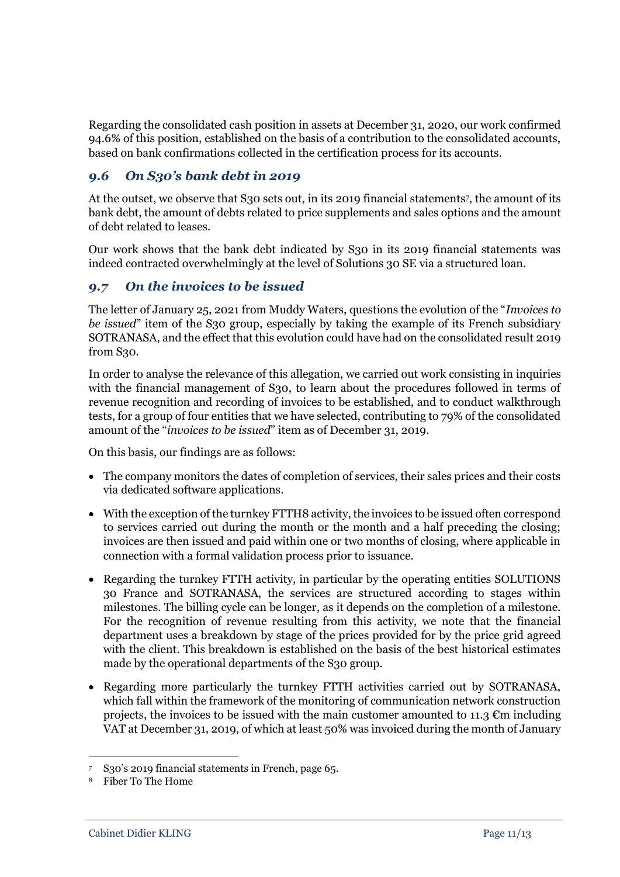Regarding the consolidated cash position in assets at December 31, 2020, our work confirmed 94.6% of this position, established on the basis of a contribution to the consolidated accounts, based on bank confirmations collected in the certification process for its accounts.

## *9.6 On S30's bank debt in 2019*

At the outset, we observe that S30 sets out, in its 2019 financial statements[7], the amount of its bank debt, the amount of debts related to price supplements and sales options and the amount of debt related to leases.

Our work shows that the bank debt indicated by S30 in its 2019 financial statements was indeed contracted overwhelmingly at the level of Solutions 30 SE via a structured loan.

## *9.7 On the invoices to be issued*

The letter of January 25, 2021 from Muddy Waters, questions the evolution of the "*Invoices to be issued*" item of the S30 group, especially by taking the example of its French subsidiary SOTRANASA, and the effect that this evolution could have had on the consolidated result 2019 from S30.

In order to analyse the relevance of this allegation, we carried out work consisting in inquiries with the financial management of S30, to learn about the procedures followed in terms of revenue recognition and recording of invoices to be established, and to conduct walkthrough tests, for a group of four entities that we have selected, contributing to 79% of the consolidated amount of the "*invoices to be issued*" item as of December 31, 2019.

On this basis, our findings are as follows:

- The company monitors the dates of completion of services, their sales prices and their costs via dedicated software applications.
- With the exception of the turnkey FTTH[8] activity, the invoices to be issued often correspond to services carried out during the month or the month and a half preceding the closing; invoices are then issued and paid within one or two months of closing, where applicable in connection with a formal validation process prior to issuance.
- Regarding the turnkey FTTH activity, in particular by the operating entities SOLUTIONS 30 France and SOTRANASA, the services are structured according to stages within milestones. The billing cycle can be longer, as it depends on the completion of a milestone. For the recognition of revenue resulting from this activity, we note that the financial department uses a breakdown by stage of the prices provided for by the price grid agreed with the client. This breakdown is established on the basis of the best historical estimates made by the operational departments of the S30 group.
- Regarding more particularly the turnkey FTTH activities carried out by SOTRANASA, which fall within the framework of the monitoring of communication network construction projects, the invoices to be issued with the main customer amounted to 11.3 €m including VAT at December 31, 2019, of which at least 50% was invoiced during the month of January

---

[7] S30's 2019 financial statements in French, page 65.

[8] Fiber To The Home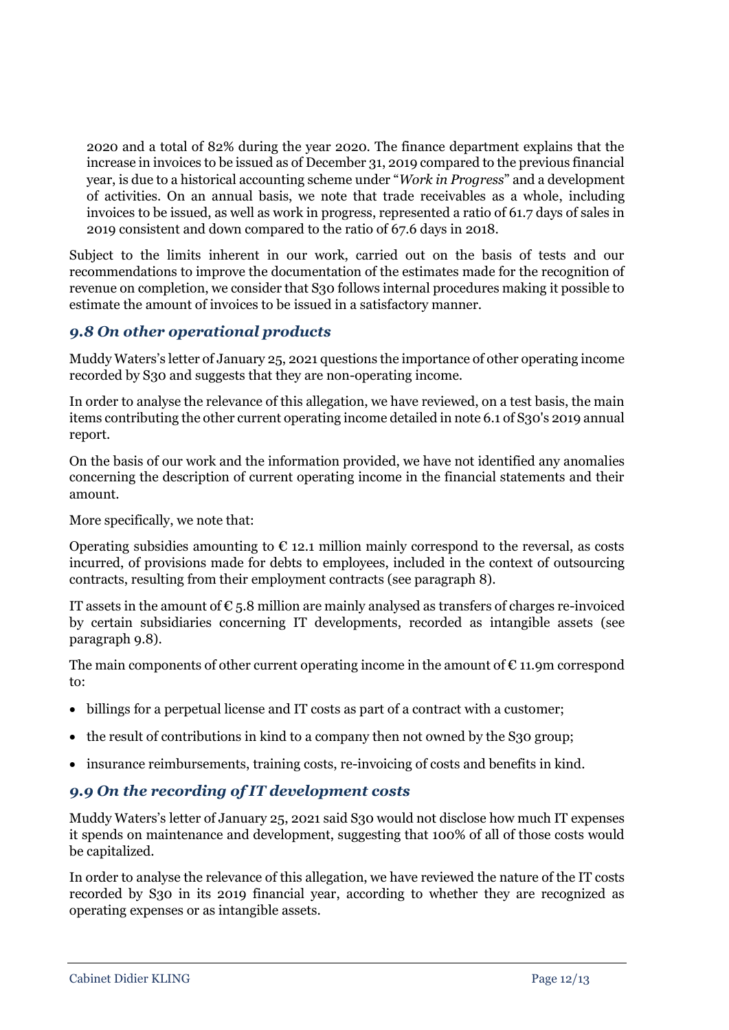2020 and a total of 82% during the year 2020. The finance department explains that the increase in invoices to be issued as of December 31, 2019 compared to the previous financial year, is due to a historical accounting scheme under "*Work in Progress*" and a development of activities. On an annual basis, we note that trade receivables as a whole, including invoices to be issued, as well as work in progress, represented a ratio of 61.7 days of sales in 2019 consistent and down compared to the ratio of 67.6 days in 2018.

Subject to the limits inherent in our work, carried out on the basis of tests and our recommendations to improve the documentation of the estimates made for the recognition of revenue on completion, we consider that S30 follows internal procedures making it possible to estimate the amount of invoices to be issued in a satisfactory manner.

### *9.8 On other operational products*

Muddy Waters's letter of January 25, 2021 questions the importance of other operating income recorded by S30 and suggests that they are non-operating income.

In order to analyse the relevance of this allegation, we have reviewed, on a test basis, the main items contributing the other current operating income detailed in note 6.1 of S30's 2019 annual report.

On the basis of our work and the information provided, we have not identified any anomalies concerning the description of current operating income in the financial statements and their amount.

More specifically, we note that:

Operating subsidies amounting to € 12.1 million mainly correspond to the reversal, as costs incurred, of provisions made for debts to employees, included in the context of outsourcing contracts, resulting from their employment contracts (see paragraph 8).

IT assets in the amount of € 5.8 million are mainly analysed as transfers of charges re-invoiced by certain subsidiaries concerning IT developments, recorded as intangible assets (see paragraph 9.8).

The main components of other current operating income in the amount of € 11.9m correspond to:

- billings for a perpetual license and IT costs as part of a contract with a customer;
- the result of contributions in kind to a company then not owned by the S30 group;
- insurance reimbursements, training costs, re-invoicing of costs and benefits in kind.

### *9.9 On the recording of IT development costs*

Muddy Waters's letter of January 25, 2021 said S30 would not disclose how much IT expenses it spends on maintenance and development, suggesting that 100% of all of those costs would be capitalized.

In order to analyse the relevance of this allegation, we have reviewed the nature of the IT costs recorded by S30 in its 2019 financial year, according to whether they are recognized as operating expenses or as intangible assets.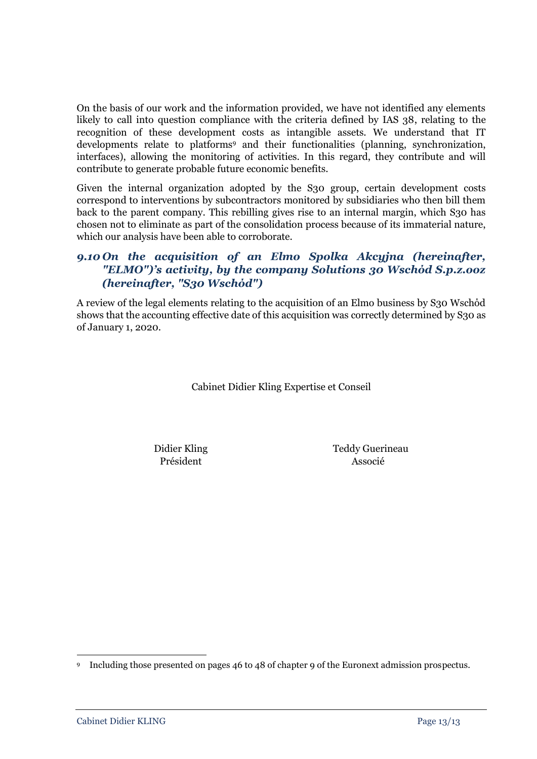On the basis of our work and the information provided, we have not identified any elements likely to call into question compliance with the criteria defined by IAS 38, relating to the recognition of these development costs as intangible assets. We understand that IT developments relate to platforms[9] and their functionalities (planning, synchronization, interfaces), allowing the monitoring of activities. In this regard, they contribute and will contribute to generate probable future economic benefits.

Given the internal organization adopted by the S30 group, certain development costs correspond to interventions by subcontractors monitored by subsidiaries who then bill them back to the parent company. This rebilling gives rise to an internal margin, which S30 has chosen not to eliminate as part of the consolidation process because of its immaterial nature, which our analysis have been able to corroborate.

### *9.10 On the acquisition of an Elmo Spolka Akcyjna (hereinafter, "ELMO")'s activity, by the company Solutions 30 Wschȯd S.p.z.ooz (hereinafter, "S30 Wschȯd")*

A review of the legal elements relating to the acquisition of an Elmo business by S30 Wschȯd shows that the accounting effective date of this acquisition was correctly determined by S30 as of January 1, 2020.

Cabinet Didier Kling Expertise et Conseil

Didier Kling
Président

Teddy Guerineau
Associé

[9] Including those presented on pages 46 to 48 of chapter 9 of the Euronext admission prospectus.